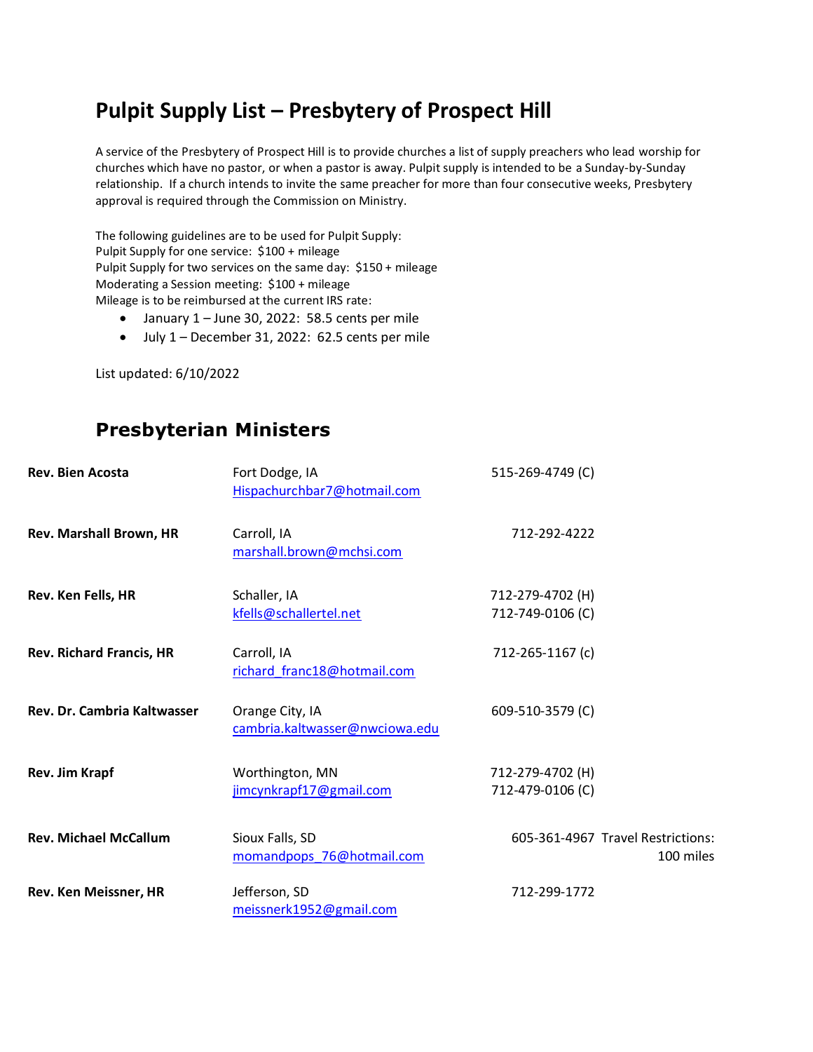# Pulpit Supply List – Presbytery of Prospect Hill

A service of the Presbytery of Prospect Hill is to provide churches a list of supply preachers who lead worship for churches which have no pastor, or when a pastor is away. Pulpit supply is intended to be a Sunday-by-Sunday relationship. If a church intends to invite the same preacher for more than four consecutive weeks, Presbytery approval is required through the Commission on Ministry.

The following guidelines are to be used for Pulpit Supply:
Pulpit Supply for one service: $100 + mileage
Pulpit Supply for two services on the same day: $150 + mileage
Moderating a Session meeting: $100 + mileage
Mileage is to be reimbursed at the current IRS rate:

- January 1 – June 30, 2022: 58.5 cents per mile
- July 1 – December 31, 2022: 62.5 cents per mile

List updated: 6/10/2022

## Presbyterian Ministers

| Name | Location / Email | Phone | Notes |
|---|---|---|---|
| **Rev. Bien Acosta** | Fort Dodge, IA<br>Hispachurchbar7@hotmail.com | 515-269-4749 (C) | |
| **Rev. Marshall Brown, HR** | Carroll, IA<br>marshall.brown@mchsi.com | 712-292-4222 | |
| **Rev. Ken Fells, HR** | Schaller, IA<br>kfells@schallertel.net | 712-279-4702 (H)<br>712-749-0106 (C) | |
| **Rev. Richard Francis, HR** | Carroll, IA<br>richard_franc18@hotmail.com | 712-265-1167 (c) | |
| **Rev. Dr. Cambria Kaltwasser** | Orange City, IA<br>cambria.kaltwasser@nwciowa.edu | 609-510-3579 (C) | |
| **Rev. Jim Krapf** | Worthington, MN<br>jimcynkrapf17@gmail.com | 712-279-4702 (H)<br>712-479-0106 (C) | |
| **Rev. Michael McCallum** | Sioux Falls, SD<br>momandpops_76@hotmail.com | 605-361-4967 | Travel Restrictions: 100 miles |
| **Rev. Ken Meissner, HR** | Jefferson, SD<br>meissnerk1952@gmail.com | 712-299-1772 | |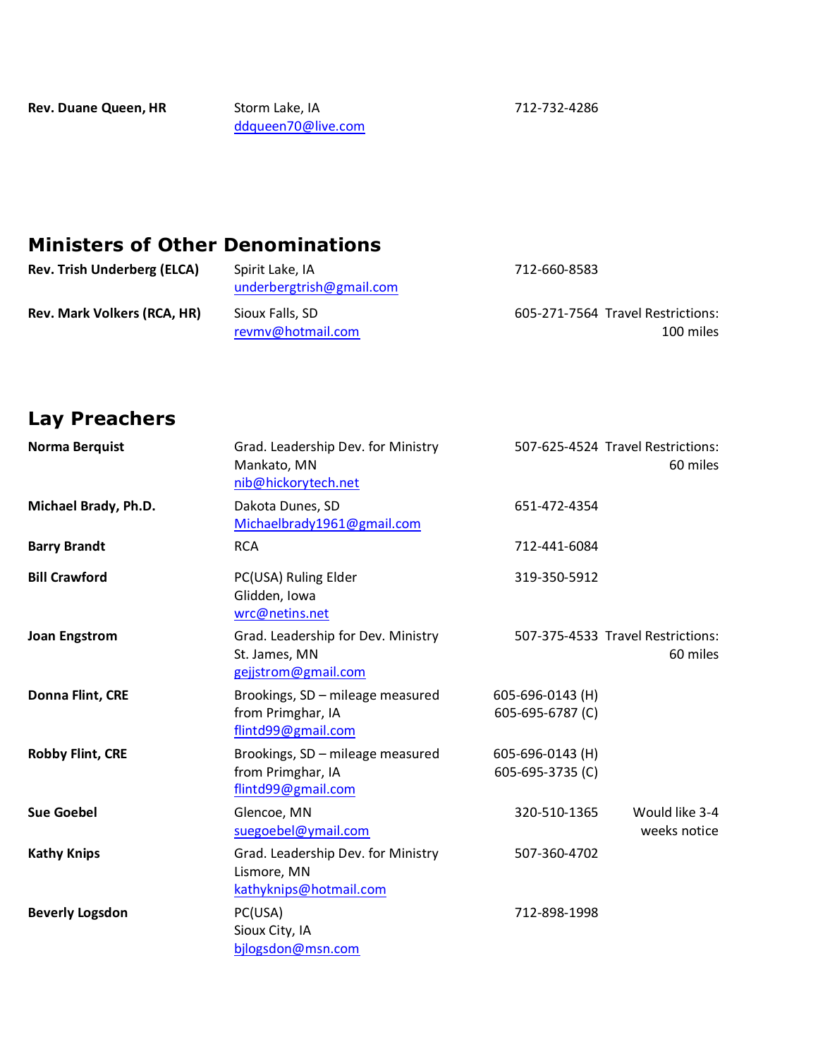| | | | |
|---|---|---|---|
| **Rev. Duane Queen, HR** | Storm Lake, IA<br>ddqueen70@live.com | 712-732-4286 | |

## Ministers of Other Denominations

| | | | |
|---|---|---|---|
| **Rev. Trish Underberg (ELCA)** | Spirit Lake, IA<br>underbergtrish@gmail.com | 712-660-8583 | |
| **Rev. Mark Volkers (RCA, HR)** | Sioux Falls, SD<br>revmv@hotmail.com | 605-271-7564 | Travel Restrictions: 100 miles |

## Lay Preachers

| | | | |
|---|---|---|---|
| **Norma Berquist** | Grad. Leadership Dev. for Ministry<br>Mankato, MN<br>nib@hickorytech.net | 507-625-4524 | Travel Restrictions: 60 miles |
| **Michael Brady, Ph.D.** | Dakota Dunes, SD<br>Michaelbrady1961@gmail.com | 651-472-4354 | |
| **Barry Brandt** | RCA | 712-441-6084 | |
| **Bill Crawford** | PC(USA) Ruling Elder<br>Glidden, Iowa<br>wrc@netins.net | 319-350-5912 | |
| **Joan Engstrom** | Grad. Leadership for Dev. Ministry<br>St. James, MN<br>gejjstrom@gmail.com | 507-375-4533 | Travel Restrictions: 60 miles |
| **Donna Flint, CRE** | Brookings, SD – mileage measured from Primghar, IA<br>flintd99@gmail.com | 605-696-0143 (H)<br>605-695-6787 (C) | |
| **Robby Flint, CRE** | Brookings, SD – mileage measured from Primghar, IA<br>flintd99@gmail.com | 605-696-0143 (H)<br>605-695-3735 (C) | |
| **Sue Goebel** | Glencoe, MN<br>suegoebel@ymail.com | 320-510-1365 | Would like 3-4 weeks notice |
| **Kathy Knips** | Grad. Leadership Dev. for Ministry<br>Lismore, MN<br>kathyknips@hotmail.com | 507-360-4702 | |
| **Beverly Logsdon** | PC(USA)<br>Sioux City, IA<br>bjlogsdon@msn.com | 712-898-1998 | |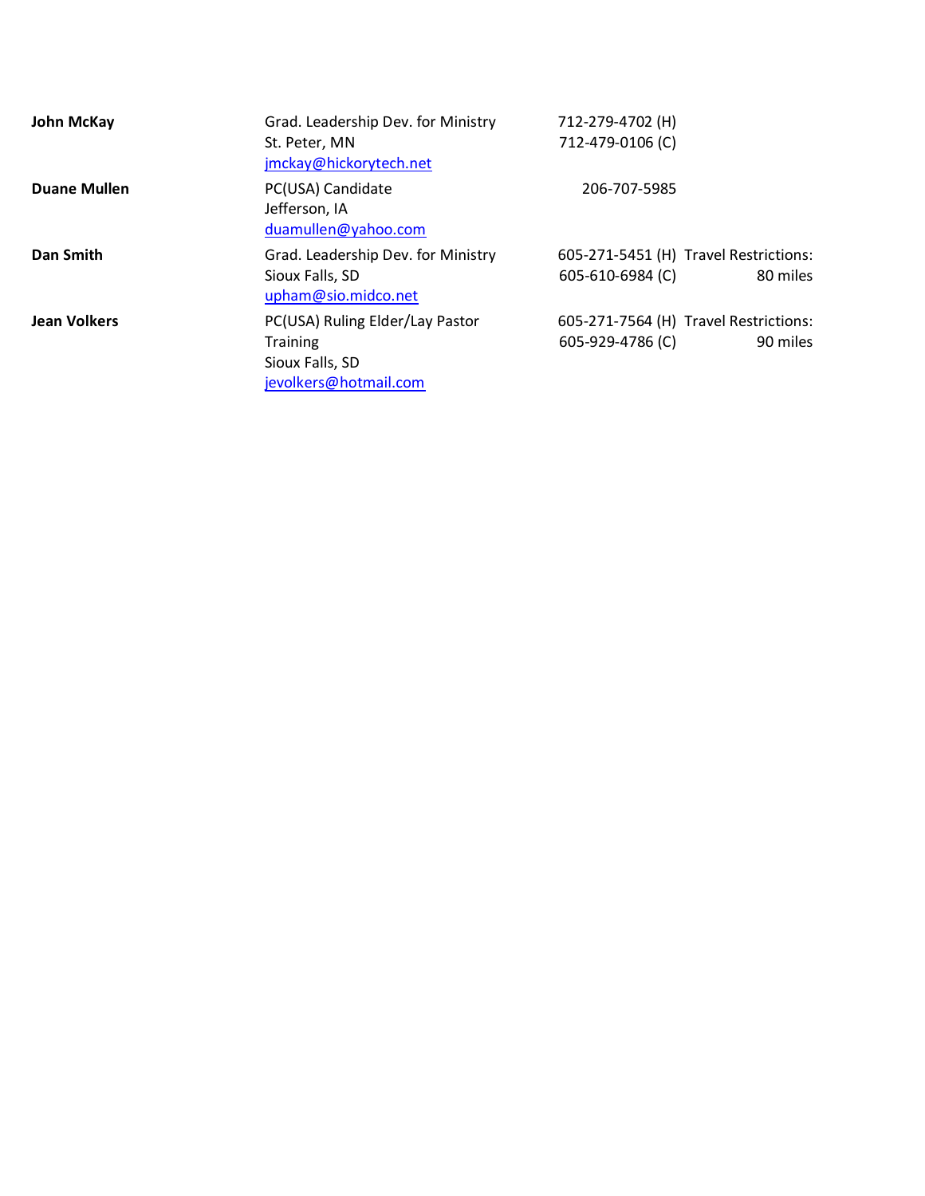| | | | |
|---|---|---|---|
| **John McKay** | Grad. Leadership Dev. for Ministry<br>St. Peter, MN<br>jmckay@hickorytech.net | 712-279-4702 (H)<br>712-479-0106 (C) | |
| **Duane Mullen** | PC(USA) Candidate<br>Jefferson, IA<br>duamullen@yahoo.com | 206-707-5985 | |
| **Dan Smith** | Grad. Leadership Dev. for Ministry<br>Sioux Falls, SD<br>upham@sio.midco.net | 605-271-5451 (H)<br>605-610-6984 (C) | Travel Restrictions:<br>80 miles |
| **Jean Volkers** | PC(USA) Ruling Elder/Lay Pastor Training<br>Sioux Falls, SD<br>jevolkers@hotmail.com | 605-271-7564 (H)<br>605-929-4786 (C) | Travel Restrictions:<br>90 miles |